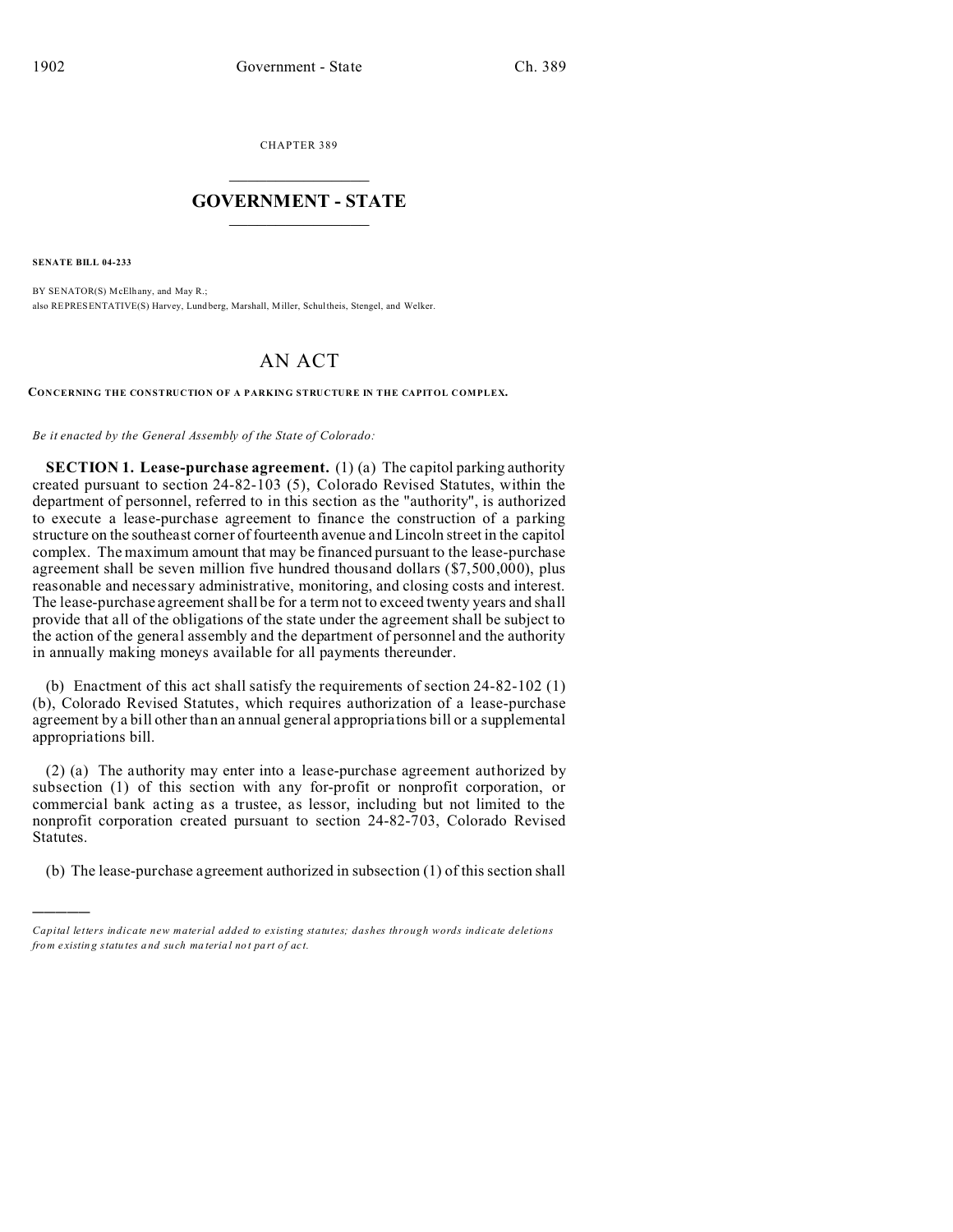CHAPTER 389

# GOVERNMENT - STATE

**SENATE BILL 04-233**

BY SENATOR(S) McElhany, and May R.;
also REPRESENTATIVE(S) Harvey, Lundberg, Marshall, Miller, Schultheis, Stengel, and Welker.

# AN ACT

**CONCERNING THE CONSTRUCTION OF A PARKING STRUCTURE IN THE CAPITOL COMPLEX.**

*Be it enacted by the General Assembly of the State of Colorado:*

**SECTION 1. Lease-purchase agreement.** (1) (a) The capitol parking authority created pursuant to section 24-82-103 (5), Colorado Revised Statutes, within the department of personnel, referred to in this section as the "authority", is authorized to execute a lease-purchase agreement to finance the construction of a parking structure on the southeast corner of fourteenth avenue and Lincoln street in the capitol complex. The maximum amount that may be financed pursuant to the lease-purchase agreement shall be seven million five hundred thousand dollars ($7,500,000), plus reasonable and necessary administrative, monitoring, and closing costs and interest. The lease-purchase agreement shall be for a term not to exceed twenty years and shall provide that all of the obligations of the state under the agreement shall be subject to the action of the general assembly and the department of personnel and the authority in annually making moneys available for all payments thereunder.

(b) Enactment of this act shall satisfy the requirements of section 24-82-102 (1) (b), Colorado Revised Statutes, which requires authorization of a lease-purchase agreement by a bill other than an annual general appropriations bill or a supplemental appropriations bill.

(2) (a) The authority may enter into a lease-purchase agreement authorized by subsection (1) of this section with any for-profit or nonprofit corporation, or commercial bank acting as a trustee, as lessor, including but not limited to the nonprofit corporation created pursuant to section 24-82-703, Colorado Revised Statutes.

(b) The lease-purchase agreement authorized in subsection (1) of this section shall

---

*Capital letters indicate new material added to existing statutes; dashes through words indicate deletions from existing statutes and such material not part of act.*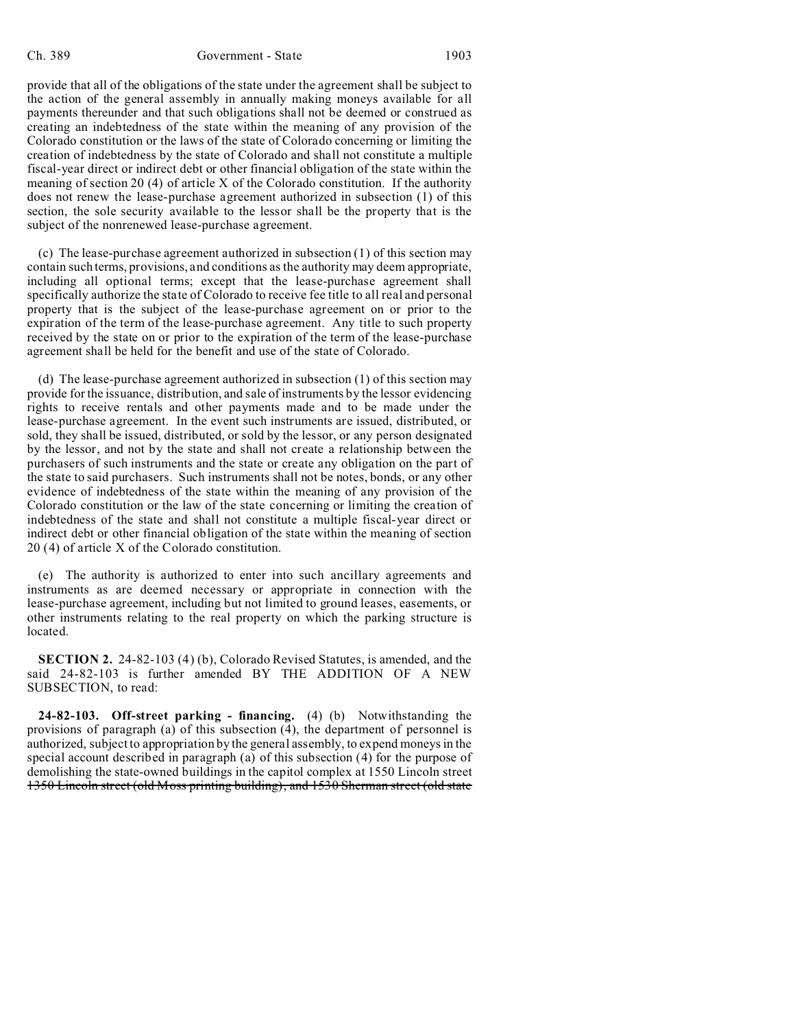provide that all of the obligations of the state under the agreement shall be subject to the action of the general assembly in annually making moneys available for all payments thereunder and that such obligations shall not be deemed or construed as creating an indebtedness of the state within the meaning of any provision of the Colorado constitution or the laws of the state of Colorado concerning or limiting the creation of indebtedness by the state of Colorado and shall not constitute a multiple fiscal-year direct or indirect debt or other financial obligation of the state within the meaning of section 20 (4) of article X of the Colorado constitution. If the authority does not renew the lease-purchase agreement authorized in subsection (1) of this section, the sole security available to the lessor shall be the property that is the subject of the nonrenewed lease-purchase agreement.

(c) The lease-purchase agreement authorized in subsection (1) of this section may contain such terms, provisions, and conditions as the authority may deem appropriate, including all optional terms; except that the lease-purchase agreement shall specifically authorize the state of Colorado to receive fee title to all real and personal property that is the subject of the lease-purchase agreement on or prior to the expiration of the term of the lease-purchase agreement. Any title to such property received by the state on or prior to the expiration of the term of the lease-purchase agreement shall be held for the benefit and use of the state of Colorado.

(d) The lease-purchase agreement authorized in subsection (1) of this section may provide for the issuance, distribution, and sale of instruments by the lessor evidencing rights to receive rentals and other payments made and to be made under the lease-purchase agreement. In the event such instruments are issued, distributed, or sold, they shall be issued, distributed, or sold by the lessor, or any person designated by the lessor, and not by the state and shall not create a relationship between the purchasers of such instruments and the state or create any obligation on the part of the state to said purchasers. Such instruments shall not be notes, bonds, or any other evidence of indebtedness of the state within the meaning of any provision of the Colorado constitution or the law of the state concerning or limiting the creation of indebtedness of the state and shall not constitute a multiple fiscal-year direct or indirect debt or other financial obligation of the state within the meaning of section 20 (4) of article X of the Colorado constitution.

(e) The authority is authorized to enter into such ancillary agreements and instruments as are deemed necessary or appropriate in connection with the lease-purchase agreement, including but not limited to ground leases, easements, or other instruments relating to the real property on which the parking structure is located.

**SECTION 2.** 24-82-103 (4) (b), Colorado Revised Statutes, is amended, and the said 24-82-103 is further amended BY THE ADDITION OF A NEW SUBSECTION, to read:

**24-82-103. Off-street parking - financing.** (4) (b) Notwithstanding the provisions of paragraph (a) of this subsection (4), the department of personnel is authorized, subject to appropriation by the general assembly, to expend moneys in the special account described in paragraph (a) of this subsection (4) for the purpose of demolishing the state-owned buildings in the capitol complex at 1550 Lincoln street ~~1350 Lincoln street (old Moss printing building), and 1530 Sherman street (old state~~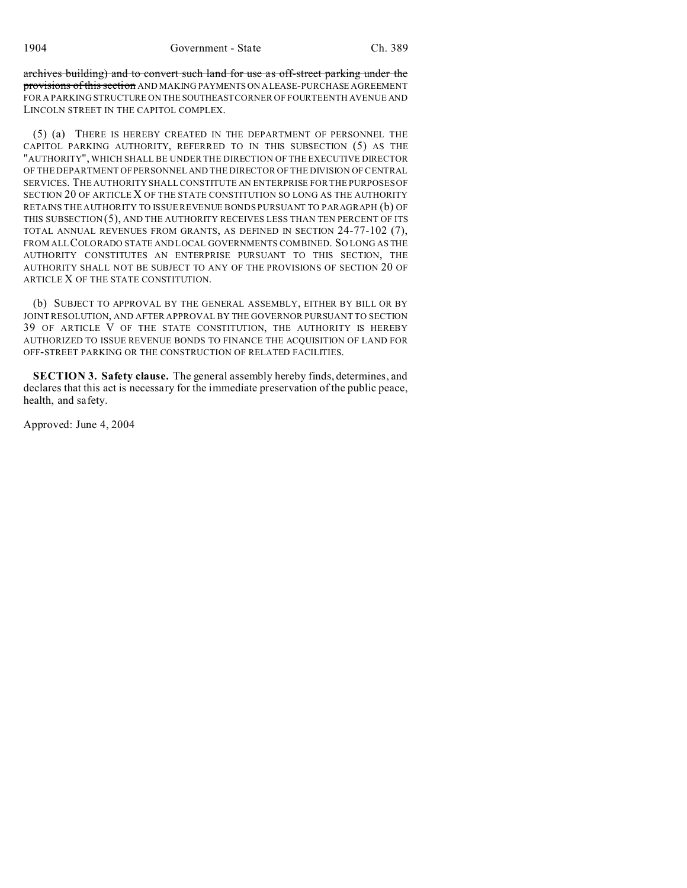~~archives building) and to convert such land for use as off-street parking under the provisions of this section~~ AND MAKING PAYMENTS ON A LEASE-PURCHASE AGREEMENT FOR A PARKING STRUCTURE ON THE SOUTHEAST CORNER OF FOURTEENTH AVENUE AND LINCOLN STREET IN THE CAPITOL COMPLEX.

(5) (a) THERE IS HEREBY CREATED IN THE DEPARTMENT OF PERSONNEL THE CAPITOL PARKING AUTHORITY, REFERRED TO IN THIS SUBSECTION (5) AS THE "AUTHORITY", WHICH SHALL BE UNDER THE DIRECTION OF THE EXECUTIVE DIRECTOR OF THE DEPARTMENT OF PERSONNEL AND THE DIRECTOR OF THE DIVISION OF CENTRAL SERVICES. THE AUTHORITY SHALL CONSTITUTE AN ENTERPRISE FOR THE PURPOSES OF SECTION 20 OF ARTICLE X OF THE STATE CONSTITUTION SO LONG AS THE AUTHORITY RETAINS THE AUTHORITY TO ISSUE REVENUE BONDS PURSUANT TO PARAGRAPH (b) OF THIS SUBSECTION (5), AND THE AUTHORITY RECEIVES LESS THAN TEN PERCENT OF ITS TOTAL ANNUAL REVENUES FROM GRANTS, AS DEFINED IN SECTION 24-77-102 (7), FROM ALL COLORADO STATE AND LOCAL GOVERNMENTS COMBINED. SO LONG AS THE AUTHORITY CONSTITUTES AN ENTERPRISE PURSUANT TO THIS SECTION, THE AUTHORITY SHALL NOT BE SUBJECT TO ANY OF THE PROVISIONS OF SECTION 20 OF ARTICLE X OF THE STATE CONSTITUTION.

(b) SUBJECT TO APPROVAL BY THE GENERAL ASSEMBLY, EITHER BY BILL OR BY JOINT RESOLUTION, AND AFTER APPROVAL BY THE GOVERNOR PURSUANT TO SECTION 39 OF ARTICLE V OF THE STATE CONSTITUTION, THE AUTHORITY IS HEREBY AUTHORIZED TO ISSUE REVENUE BONDS TO FINANCE THE ACQUISITION OF LAND FOR OFF-STREET PARKING OR THE CONSTRUCTION OF RELATED FACILITIES.

**SECTION 3. Safety clause.** The general assembly hereby finds, determines, and declares that this act is necessary for the immediate preservation of the public peace, health, and safety.

Approved: June 4, 2004